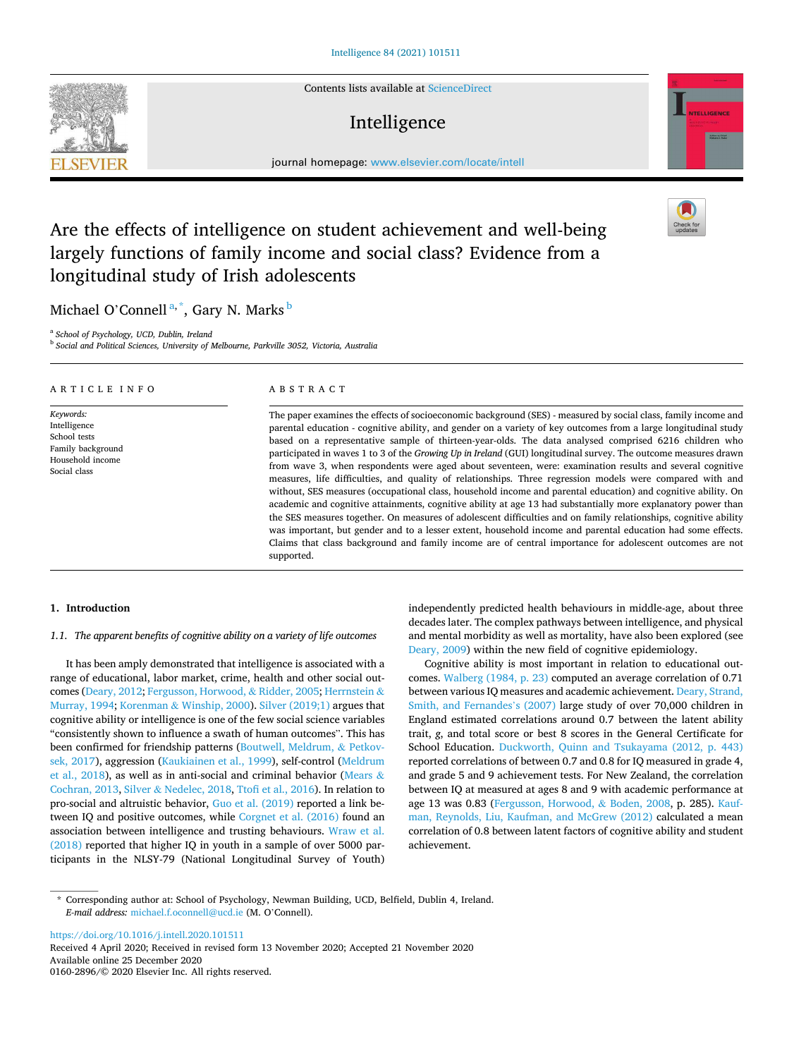# Are the effects of intelligence on student achievement and well-being largely functions of family income and social class? Evidence from a longitudinal study of Irish adolescents

Michael O'Connell [a,*], Gary N. Marks [b]

[a] School of Psychology, UCD, Dublin, Ireland
[b] Social and Political Sciences, University of Melbourne, Parkville 3052, Victoria, Australia

**ARTICLE INFO**

*Keywords:*
Intelligence
School tests
Family background
Household income
Social class

**ABSTRACT**

The paper examines the effects of socioeconomic background (SES) - measured by social class, family income and parental education - cognitive ability, and gender on a variety of key outcomes from a large longitudinal study based on a representative sample of thirteen-year-olds. The data analysed comprised 6216 children who participated in waves 1 to 3 of the *Growing Up in Ireland* (GUI) longitudinal survey. The outcome measures drawn from wave 3, when respondents were aged about seventeen, were: examination results and several cognitive measures, life difficulties, and quality of relationships. Three regression models were compared with and without, SES measures (occupational class, household income and parental education) and cognitive ability. On academic and cognitive attainments, cognitive ability at age 13 had substantially more explanatory power than the SES measures together. On measures of adolescent difficulties and on family relationships, cognitive ability was important, but gender and to a lesser extent, household income and parental education had some effects. Claims that class background and family income are of central importance for adolescent outcomes are not supported.

## 1. Introduction

### 1.1. The apparent benefits of cognitive ability on a variety of life outcomes

It has been amply demonstrated that intelligence is associated with a range of educational, labor market, crime, health and other social outcomes (Deary, 2012; Fergusson, Horwood, & Ridder, 2005; Herrnstein & Murray, 1994; Korenman & Winship, 2000). Silver (2019;1) argues that cognitive ability or intelligence is one of the few social science variables "consistently shown to influence a swath of human outcomes". This has been confirmed for friendship patterns (Boutwell, Meldrum, & Petkovsek, 2017), aggression (Kaukiainen et al., 1999), self-control (Meldrum et al., 2018), as well as in anti-social and criminal behavior (Mears & Cochran, 2013, Silver & Nedelec, 2018, Ttofi et al., 2016). In relation to pro-social and altruistic behavior, Guo et al. (2019) reported a link between IQ and positive outcomes, while Corgnet et al. (2016) found an association between intelligence and trusting behaviours. Wraw et al. (2018) reported that higher IQ in youth in a sample of over 5000 participants in the NLSY-79 (National Longitudinal Survey of Youth) independently predicted health behaviours in middle-age, about three decades later. The complex pathways between intelligence, and physical and mental morbidity as well as mortality, have also been explored (see Deary, 2009) within the new field of cognitive epidemiology.

Cognitive ability is most important in relation to educational outcomes. Walberg (1984, p. 23) computed an average correlation of 0.71 between various IQ measures and academic achievement. Deary, Strand, Smith, and Fernandes's (2007) large study of over 70,000 children in England estimated correlations around 0.7 between the latent ability trait, *g*, and total score or best 8 scores in the General Certificate for School Education. Duckworth, Quinn and Tsukayama (2012, p. 443) reported correlations of between 0.7 and 0.8 for IQ measured in grade 4, and grade 5 and 9 achievement tests. For New Zealand, the correlation between IQ at measured at ages 8 and 9 with academic performance at age 13 was 0.83 (Fergusson, Horwood, & Boden, 2008, p. 285). Kaufman, Reynolds, Liu, Kaufman, and McGrew (2012) calculated a mean correlation of 0.8 between latent factors of cognitive ability and student achievement.

* Corresponding author at: School of Psychology, Newman Building, UCD, Belfield, Dublin 4, Ireland.
*E-mail address:* michael.f.oconnell@ucd.ie (M. O'Connell).

https://doi.org/10.1016/j.intell.2020.101511
Received 4 April 2020; Received in revised form 13 November 2020; Accepted 21 November 2020
Available online 25 December 2020
0160-2896/© 2020 Elsevier Inc. All rights reserved.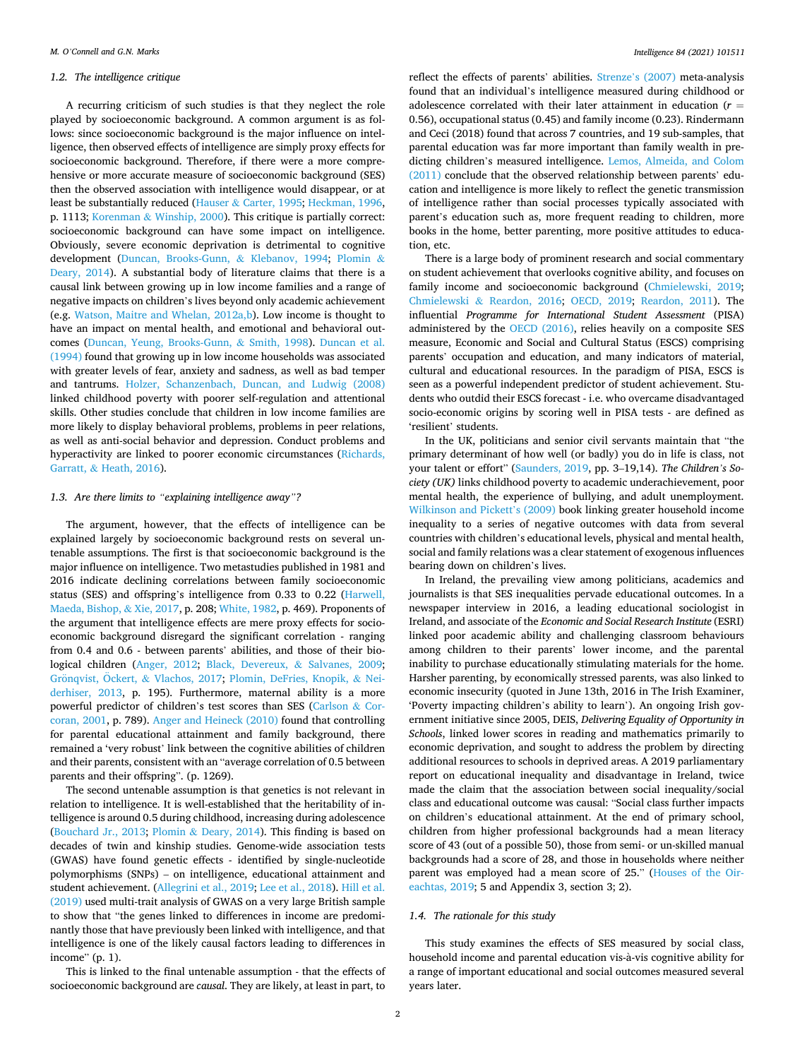### 1.2. The intelligence critique

A recurring criticism of such studies is that they neglect the role played by socioeconomic background. A common argument is as follows: since socioeconomic background is the major influence on intelligence, then observed effects of intelligence are simply proxy effects for socioeconomic background. Therefore, if there were a more comprehensive or more accurate measure of socioeconomic background (SES) then the observed association with intelligence would disappear, or at least be substantially reduced (Hauser & Carter, 1995; Heckman, 1996, p. 1113; Korenman & Winship, 2000). This critique is partially correct: socioeconomic background can have some impact on intelligence. Obviously, severe economic deprivation is detrimental to cognitive development (Duncan, Brooks-Gunn, & Klebanov, 1994; Plomin & Deary, 2014). A substantial body of literature claims that there is a causal link between growing up in low income families and a range of negative impacts on children's lives beyond only academic achievement (e.g. Watson, Maitre and Whelan, 2012a,b). Low income is thought to have an impact on mental health, and emotional and behavioral outcomes (Duncan, Yeung, Brooks-Gunn, & Smith, 1998). Duncan et al. (1994) found that growing up in low income households was associated with greater levels of fear, anxiety and sadness, as well as bad temper and tantrums. Holzer, Schanzenbach, Duncan, and Ludwig (2008) linked childhood poverty with poorer self-regulation and attentional skills. Other studies conclude that children in low income families are more likely to display behavioral problems, problems in peer relations, as well as anti-social behavior and depression. Conduct problems and hyperactivity are linked to poorer economic circumstances (Richards, Garratt, & Heath, 2016).

### 1.3. Are there limits to "explaining intelligence away"?

The argument, however, that the effects of intelligence can be explained largely by socioeconomic background rests on several untenable assumptions. The first is that socioeconomic background is the major influence on intelligence. Two metastudies published in 1981 and 2016 indicate declining correlations between family socioeconomic status (SES) and offspring's intelligence from 0.33 to 0.22 (Harwell, Maeda, Bishop, & Xie, 2017, p. 208; White, 1982, p. 469). Proponents of the argument that intelligence effects are mere proxy effects for socioeconomic background disregard the significant correlation - ranging from 0.4 and 0.6 - between parents' abilities, and those of their biological children (Anger, 2012; Black, Devereux, & Salvanes, 2009; Grönqvist, Öckert, & Vlachos, 2017; Plomin, DeFries, Knopik, & Neiderhiser, 2013, p. 195). Furthermore, maternal ability is a more powerful predictor of children's test scores than SES (Carlson & Corcoran, 2001, p. 789). Anger and Heineck (2010) found that controlling for parental educational attainment and family background, there remained a 'very robust' link between the cognitive abilities of children and their parents, consistent with an "average correlation of 0.5 between parents and their offspring". (p. 1269).

The second untenable assumption is that genetics is not relevant in relation to intelligence. It is well-established that the heritability of intelligence is around 0.5 during childhood, increasing during adolescence (Bouchard Jr., 2013; Plomin & Deary, 2014). This finding is based on decades of twin and kinship studies. Genome-wide association tests (GWAS) have found genetic effects - identified by single-nucleotide polymorphisms (SNPs) – on intelligence, educational attainment and student achievement. (Allegrini et al., 2019; Lee et al., 2018). Hill et al. (2019) used multi-trait analysis of GWAS on a very large British sample to show that "the genes linked to differences in income are predominantly those that have previously been linked with intelligence, and that intelligence is one of the likely causal factors leading to differences in income" (p. 1).

This is linked to the final untenable assumption - that the effects of socioeconomic background are *causal*. They are likely, at least in part, to reflect the effects of parents' abilities. Strenze's (2007) meta-analysis found that an individual's intelligence measured during childhood or adolescence correlated with their later attainment in education ($r = 0.56$), occupational status (0.45) and family income (0.23). Rindermann and Ceci (2018) found that across 7 countries, and 19 sub-samples, that parental education was far more important than family wealth in predicting children's measured intelligence. Lemos, Almeida, and Colom (2011) conclude that the observed relationship between parents' education and intelligence is more likely to reflect the genetic transmission of intelligence rather than social processes typically associated with parent's education such as, more frequent reading to children, more books in the home, better parenting, more positive attitudes to education, etc.

There is a large body of prominent research and social commentary on student achievement that overlooks cognitive ability, and focuses on family income and socioeconomic background (Chmielewski, 2019; Chmielewski & Reardon, 2016; OECD, 2019; Reardon, 2011). The influential *Programme for International Student Assessment* (PISA) administered by the OECD (2016), relies heavily on a composite SES measure, Economic and Social and Cultural Status (ESCS) comprising parents' occupation and education, and many indicators of material, cultural and educational resources. In the paradigm of PISA, ESCS is seen as a powerful independent predictor of student achievement. Students who outdid their ESCS forecast - i.e. who overcame disadvantaged socio-economic origins by scoring well in PISA tests - are defined as 'resilient' students.

In the UK, politicians and senior civil servants maintain that "the primary determinant of how well (or badly) you do in life is class, not your talent or effort" (Saunders, 2019, pp. 3–19,14). *The Children's Society (UK)* links childhood poverty to academic underachievement, poor mental health, the experience of bullying, and adult unemployment. Wilkinson and Pickett's (2009) book linking greater household income inequality to a series of negative outcomes with data from several countries with children's educational levels, physical and mental health, social and family relations was a clear statement of exogenous influences bearing down on children's lives.

In Ireland, the prevailing view among politicians, academics and journalists is that SES inequalities pervade educational outcomes. In a newspaper interview in 2016, a leading educational sociologist in Ireland, and associate of the *Economic and Social Research Institute* (ESRI) linked poor academic ability and challenging classroom behaviours among children to their parents' lower income, and the parental inability to purchase educationally stimulating materials for the home. Harsher parenting, by economically stressed parents, was also linked to economic insecurity (quoted in June 13th, 2016 in The Irish Examiner, 'Poverty impacting children's ability to learn'). An ongoing Irish government initiative since 2005, DEIS, *Delivering Equality of Opportunity in Schools*, linked lower scores in reading and mathematics primarily to economic deprivation, and sought to address the problem by directing additional resources to schools in deprived areas. A 2019 parliamentary report on educational inequality and disadvantage in Ireland, twice made the claim that the association between social inequality/social class and educational outcome was causal: "Social class further impacts on children's educational attainment. At the end of primary school, children from higher professional backgrounds had a mean literacy score of 43 (out of a possible 50), those from semi- or un-skilled manual backgrounds had a score of 28, and those in households where neither parent was employed had a mean score of 25." (Houses of the Oireachtas, 2019; 5 and Appendix 3, section 3; 2).

### 1.4. The rationale for this study

This study examines the effects of SES measured by social class, household income and parental education vis-à-vis cognitive ability for a range of important educational and social outcomes measured several years later.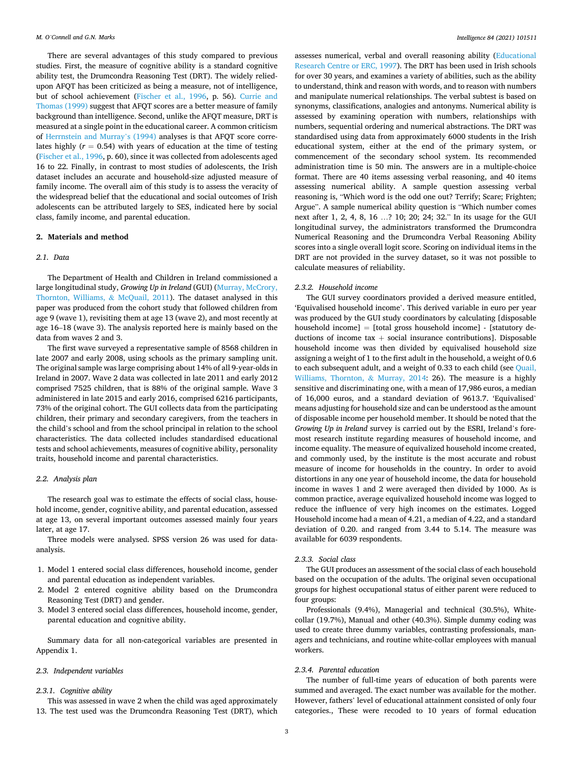There are several advantages of this study compared to previous studies. First, the measure of cognitive ability is a standard cognitive ability test, the Drumcondra Reasoning Test (DRT). The widely relied-upon AFQT has been criticized as being a measure, not of intelligence, but of school achievement (Fischer et al., 1996, p. 56). Currie and Thomas (1999) suggest that AFQT scores are a better measure of family background than intelligence. Second, unlike the AFQT measure, DRT is measured at a single point in the educational career. A common criticism of Herrnstein and Murray's (1994) analyses is that AFQT score correlates highly ($r = 0.54$) with years of education at the time of testing (Fischer et al., 1996, p. 60), since it was collected from adolescents aged 16 to 22. Finally, in contrast to most studies of adolescents, the Irish dataset includes an accurate and household-size adjusted measure of family income. The overall aim of this study is to assess the veracity of the widespread belief that the educational and social outcomes of Irish adolescents can be attributed largely to SES, indicated here by social class, family income, and parental education.

## 2. Materials and method

### 2.1. Data

The Department of Health and Children in Ireland commissioned a large longitudinal study, *Growing Up in Ireland* (GUI) (Murray, McCrory, Thornton, Williams, & McQuail, 2011). The dataset analysed in this paper was produced from the cohort study that followed children from age 9 (wave 1), revisiting them at age 13 (wave 2), and most recently at age 16–18 (wave 3). The analysis reported here is mainly based on the data from waves 2 and 3.

The first wave surveyed a representative sample of 8568 children in late 2007 and early 2008, using schools as the primary sampling unit. The original sample was large comprising about 14% of all 9-year-olds in Ireland in 2007. Wave 2 data was collected in late 2011 and early 2012 comprised 7525 children, that is 88% of the original sample. Wave 3 administered in late 2015 and early 2016, comprised 6216 participants, 73% of the original cohort. The GUI collects data from the participating children, their primary and secondary caregivers, from the teachers in the child's school and from the school principal in relation to the school characteristics. The data collected includes standardised educational tests and school achievements, measures of cognitive ability, personality traits, household income and parental characteristics.

### 2.2. Analysis plan

The research goal was to estimate the effects of social class, household income, gender, cognitive ability, and parental education, assessed at age 13, on several important outcomes assessed mainly four years later, at age 17.

Three models were analysed. SPSS version 26 was used for data-analysis.

1. Model 1 entered social class differences, household income, gender and parental education as independent variables.
2. Model 2 entered cognitive ability based on the Drumcondra Reasoning Test (DRT) and gender.
3. Model 3 entered social class differences, household income, gender, parental education and cognitive ability.

Summary data for all non-categorical variables are presented in Appendix 1.

### 2.3. Independent variables

#### 2.3.1. Cognitive ability

This was assessed in wave 2 when the child was aged approximately 13. The test used was the Drumcondra Reasoning Test (DRT), which assesses numerical, verbal and overall reasoning ability (Educational Research Centre or ERC, 1997). The DRT has been used in Irish schools for over 30 years, and examines a variety of abilities, such as the ability to understand, think and reason with words, and to reason with numbers and manipulate numerical relationships. The verbal subtest is based on synonyms, classifications, analogies and antonyms. Numerical ability is assessed by examining operation with numbers, relationships with numbers, sequential ordering and numerical abstractions. The DRT was standardised using data from approximately 6000 students in the Irish educational system, either at the end of the primary system, or commencement of the secondary school system. Its recommended administration time is 50 min. The answers are in a multiple-choice format. There are 40 items assessing verbal reasoning, and 40 items assessing numerical ability. A sample question assessing verbal reasoning is, "Which word is the odd one out? Terrify; Scare; Frighten; Argue". A sample numerical ability question is "Which number comes next after 1, 2, 4, 8, 16 …? 10; 20; 24; 32." In its usage for the GUI longitudinal survey, the administrators transformed the Drumcondra Numerical Reasoning and the Drumcondra Verbal Reasoning Ability scores into a single overall logit score. Scoring on individual items in the DRT are not provided in the survey dataset, so it was not possible to calculate measures of reliability.

#### 2.3.2. Household income

The GUI survey coordinators provided a derived measure entitled, 'Equivalised household income'. This derived variable in euro per year was produced by the GUI study coordinators by calculating [disposable household income] = [total gross household income] - [statutory deductions of income tax + social insurance contributions]. Disposable household income was then divided by equivalised household size assigning a weight of 1 to the first adult in the household, a weight of 0.6 to each subsequent adult, and a weight of 0.33 to each child (see Quail, Williams, Thornton, & Murray, 2014: 26). The measure is a highly sensitive and discriminating one, with a mean of 17,986 euros, a median of 16,000 euros, and a standard deviation of 9613.7. 'Equivalised' means adjusting for household size and can be understood as the amount of disposable income per household member. It should be noted that the *Growing Up in Ireland* survey is carried out by the ESRI, Ireland's foremost research institute regarding measures of household income, and income equality. The measure of equivalized household income created, and commonly used, by the institute is the most accurate and robust measure of income for households in the country. In order to avoid distortions in any one year of household income, the data for household income in waves 1 and 2 were averaged then divided by 1000. As is common practice, average equivalized household income was logged to reduce the influence of very high incomes on the estimates. Logged Household income had a mean of 4.21, a median of 4.22, and a standard deviation of 0.20. and ranged from 3.44 to 5.14. The measure was available for 6039 respondents.

#### 2.3.3. Social class

The GUI produces an assessment of the social class of each household based on the occupation of the adults. The original seven occupational groups for highest occupational status of either parent were reduced to four groups:

Professionals (9.4%), Managerial and technical (30.5%), White-collar (19.7%), Manual and other (40.3%). Simple dummy coding was used to create three dummy variables, contrasting professionals, managers and technicians, and routine white-collar employees with manual workers.

#### 2.3.4. Parental education

The number of full-time years of education of both parents were summed and averaged. The exact number was available for the mother. However, fathers' level of educational attainment consisted of only four categories., These were recoded to 10 years of formal education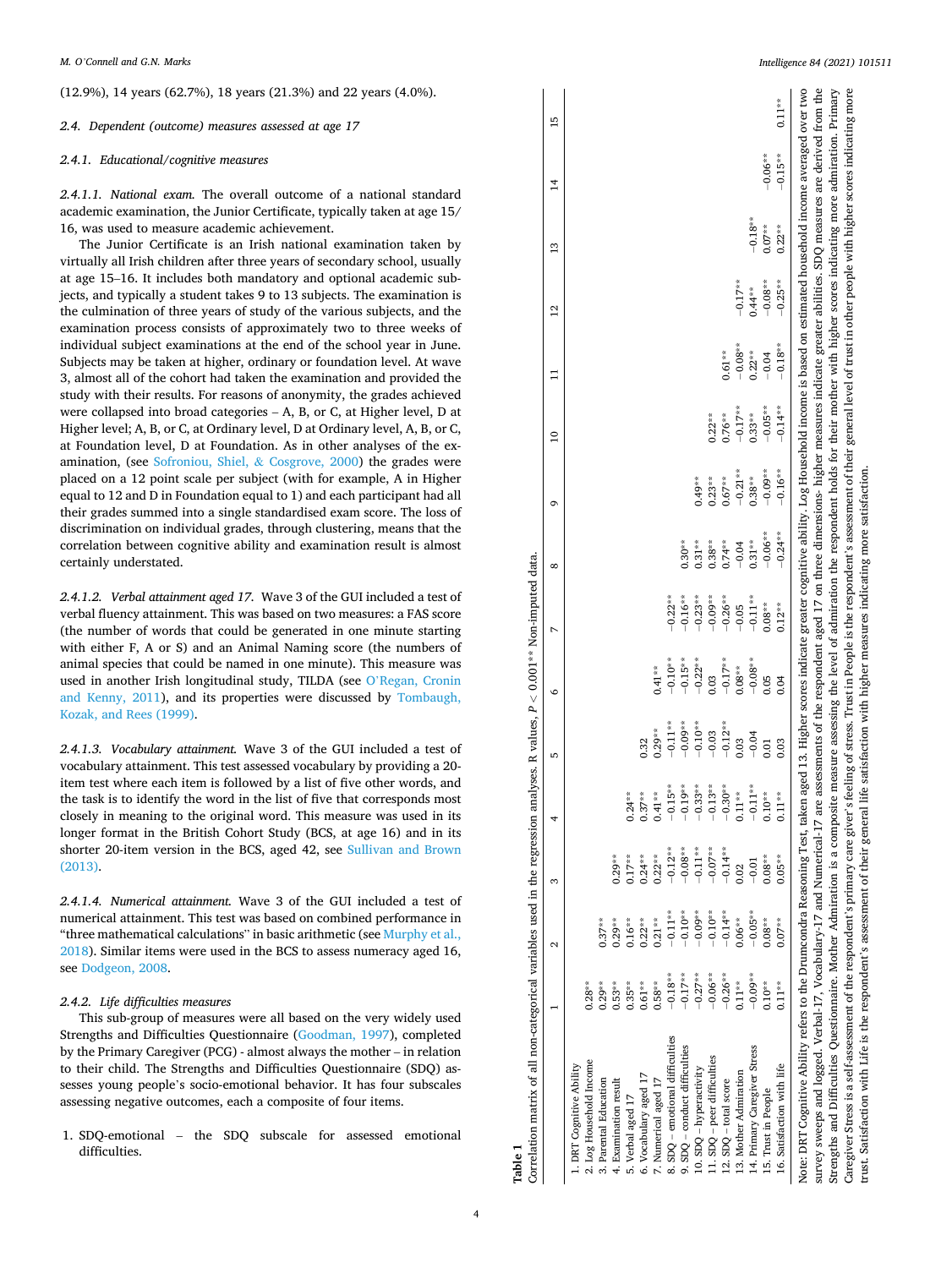(12.9%), 14 years (62.7%), 18 years (21.3%) and 22 years (4.0%).

### 2.4. Dependent (outcome) measures assessed at age 17

#### 2.4.1. Educational/cognitive measures

*2.4.1.1. National exam.* The overall outcome of a national standard academic examination, the Junior Certificate, typically taken at age 15/16, was used to measure academic achievement.

The Junior Certificate is an Irish national examination taken by virtually all Irish children after three years of secondary school, usually at age 15–16. It includes both mandatory and optional academic subjects, and typically a student takes 9 to 13 subjects. The examination is the culmination of three years of study of the various subjects, and the examination process consists of approximately two to three weeks of individual subject examinations at the end of the school year in June. Subjects may be taken at higher, ordinary or foundation level. At wave 3, almost all of the cohort had taken the examination and provided the study with their results. For reasons of anonymity, the grades achieved were collapsed into broad categories – A, B, or C, at Higher level, D at Higher level; A, B, or C, at Ordinary level, D at Ordinary level, A, B, or C, at Foundation level, D at Foundation. As in other analyses of the examination, (see Sofroniou, Shiel, & Cosgrove, 2000) the grades were placed on a 12 point scale per subject (with for example, A in Higher equal to 12 and D in Foundation equal to 1) and each participant had all their grades summed into a single standardised exam score. The loss of discrimination on individual grades, through clustering, means that the correlation between cognitive ability and examination result is almost certainly understated.

*2.4.1.2. Verbal attainment aged 17.* Wave 3 of the GUI included a test of verbal fluency attainment. This was based on two measures: a FAS score (the number of words that could be generated in one minute starting with either F, A or S) and an Animal Naming score (the numbers of animal species that could be named in one minute). This measure was used in another Irish longitudinal study, TILDA (see O'Regan, Cronin and Kenny, 2011), and its properties were discussed by Tombaugh, Kozak, and Rees (1999).

*2.4.1.3. Vocabulary attainment.* Wave 3 of the GUI included a test of vocabulary attainment. This test assessed vocabulary by providing a 20-item test where each item is followed by a list of five other words, and the task is to identify the word in the list of five that corresponds most closely in meaning to the original word. This measure was used in its longer format in the British Cohort Study (BCS, at age 16) and in its shorter 20-item version in the BCS, aged 42, see Sullivan and Brown (2013).

*2.4.1.4. Numerical attainment.* Wave 3 of the GUI included a test of numerical attainment. This test was based on combined performance in "three mathematical calculations" in basic arithmetic (see Murphy et al., 2018). Similar items were used in the BCS to assess numeracy aged 16, see Dodgeon, 2008.

#### 2.4.2. Life difficulties measures

This sub-group of measures were all based on the very widely used Strengths and Difficulties Questionnaire (Goodman, 1997), completed by the Primary Caregiver (PCG) - almost always the mother – in relation to their child. The Strengths and Difficulties Questionnaire (SDQ) assesses young people's socio-emotional behavior. It has four subscales assessing negative outcomes, each a composite of four items.

1. SDQ-emotional – the SDQ subscale for assessed emotional difficulties.

**Table 1**
Correlation matrix of all non-categorical variables used in the regression analyses. R values, $P < 0.001$** Non-imputed data.

| | 1 | 2 | 3 | 4 | 5 | 6 | 7 | 8 | 9 | 10 | 11 | 12 | 13 | 14 | 15 |
|---|---|---|---|---|---|---|---|---|---|---|---|---|---|---|---|
| 1. DRT Cognitive Ability | | | | | | | | | | | | | | | |
| 2. Log Household Income | 0.28** | | | | | | | | | | | | | | |
| 3. Parental Education | 0.29** | 0.37** | | | | | | | | | | | | | |
| 4. Examination result | 0.53** | 0.29** | 0.29** | | | | | | | | | | | | |
| 5. Verbal aged 17 | 0.35** | 0.16** | 0.17** | 0.24** | | | | | | | | | | | |
| 6. Vocabulary aged 17 | 0.61** | 0.22** | 0.24** | 0.37** | 0.32 | | | | | | | | | | |
| 7. Numerical aged 17 | 0.58** | 0.21** | 0.22** | 0.41** | 0.29** | 0.41** | | | | | | | | | |
| 8. SDQ – emotional difficulties | −0.18** | −0.11** | −0.12** | −0.15** | −0.11** | −0.10** | −0.22** | | | | | | | | |
| 9. SDQ – conduct difficulties | −0.17** | −0.10** | −0.08** | −0.19** | −0.09** | −0.15** | −0.16** | 0.30** | | | | | | | |
| 10. SDQ – hyperactivity | −0.27** | −0.09** | −0.11** | −0.33** | −0.10** | −0.22** | −0.23** | 0.31** | 0.49** | | | | | | |
| 11. SDQ – peer difficulties | −0.06** | −0.10** | −0.07** | −0.13** | −0.03 | 0.03 | −0.09** | 0.38** | 0.23** | 0.22** | | | | | |
| 12. SDQ – total score | −0.26** | −0.14** | −0.14** | −0.30** | −0.12** | −0.17** | −0.26** | 0.74** | 0.67** | 0.76** | 0.61** | | | | |
| 13. Mother Admiration | 0.11** | 0.06** | 0.02 | 0.11** | 0.03 | 0.08** | −0.05 | −0.04 | −0.21** | −0.17** | −0.08** | −0.17** | | | |
| 14. Primary Caregiver Stress | −0.09** | −0.05** | −0.01 | −0.11** | −0.04 | −0.08** | −0.11** | 0.31** | 0.38** | 0.33** | 0.22** | 0.44** | −0.18** | | |
| 15. Trust in People | 0.10** | 0.08** | 0.08** | 0.10** | 0.01 | 0.05 | 0.08** | −0.06** | −0.09** | −0.05** | −0.04 | −0.08** | 0.07** | −0.06** | |
| 16. Satisfaction with life | 0.11** | 0.07** | 0.05** | 0.11** | 0.03 | 0.04 | 0.12** | −0.24** | −0.16** | −0.14** | −0.18** | −0.25** | 0.22** | −0.15** | 0.11** |

Note: DRT Cognitive Ability refers to the Drumcondra Reasoning Test, taken aged 13. Higher scores indicate greater cognitive ability. Log Household income is based on estimated household income averaged over two survey sweeps and logged. Verbal-17, Vocabulary-17 and Numerical-17 are assessments of the respondent aged 17 on three dimensions- higher measures indicate greater abilities. SDQ measures are derived from the Strengths and Difficulties Questionnaire. Mother Admiration is a composite measure assessing the level of admiration the respondent holds for their mother with higher scores indicating more admiration. Primary Caregiver Stress is a self-assessment of the respondent's primary care giver's feeling of stress. Trust in People is the respondent's assessment of their general level of trust in other people with higher scores indicating more trust. Satisfaction with Life is the respondent's assessment of their general life satisfaction with higher measures indicating more satisfaction.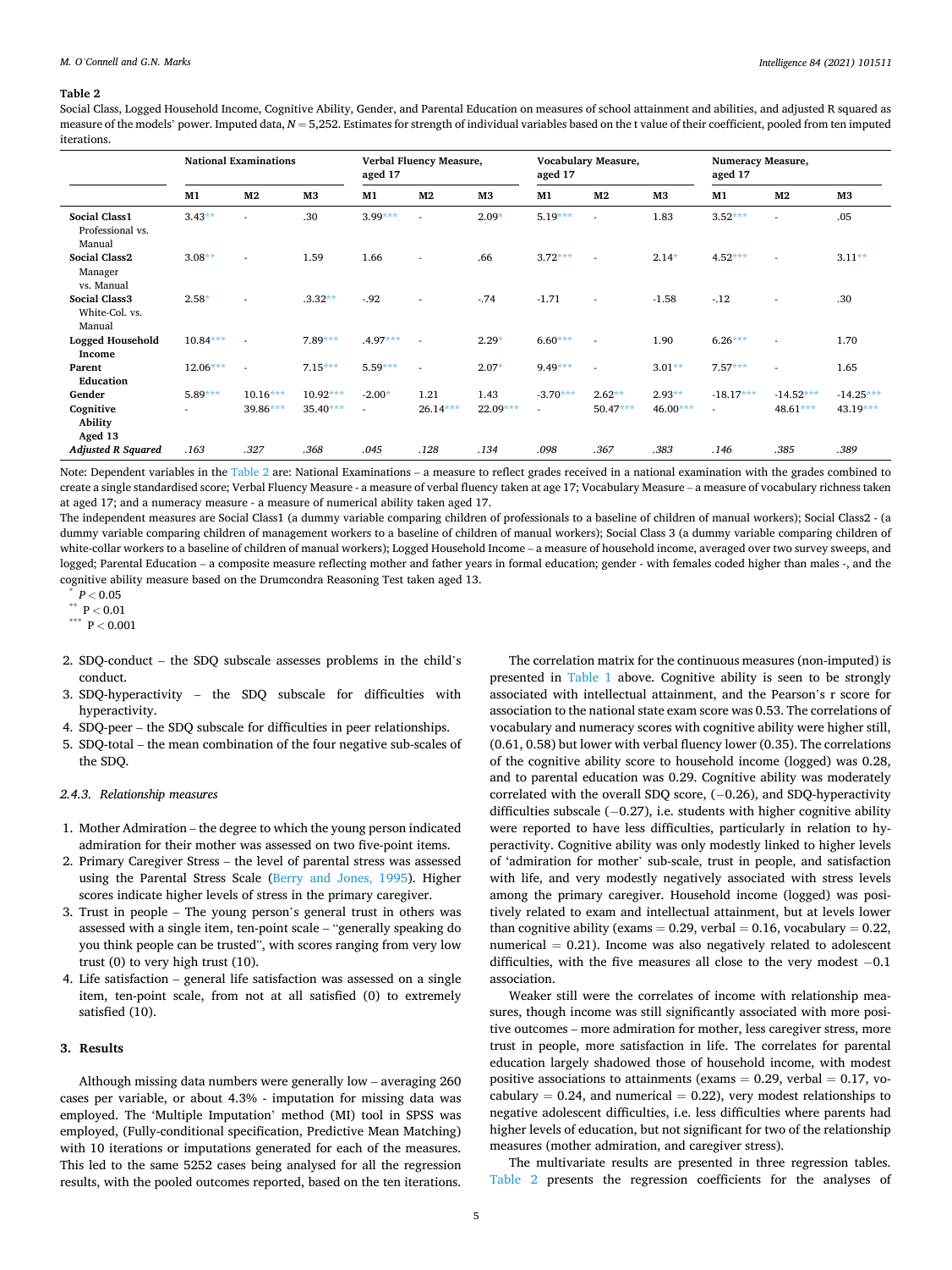**Table 2**

Social Class, Logged Household Income, Cognitive Ability, Gender, and Parental Education on measures of school attainment and abilities, and adjusted R squared as measure of the models' power. Imputed data, $N = 5{,}252$. Estimates for strength of individual variables based on the t value of their coefficient, pooled from ten imputed iterations.

| | National Examinations | | | Verbal Fluency Measure, aged 17 | | | Vocabulary Measure, aged 17 | | | Numeracy Measure, aged 17 | | |
|---|---|---|---|---|---|---|---|---|---|---|---|---|
| | M1 | M2 | M3 | M1 | M2 | M3 | M1 | M2 | M3 | M1 | M2 | M3 |
| **Social Class1** Professional vs. Manual | 3.43** | - | .30 | 3.99*** | - | 2.09* | 5.19*** | - | 1.83 | 3.52*** | - | .05 |
| **Social Class2** Manager vs. Manual | 3.08** | - | 1.59 | 1.66 | - | .66 | 3.72*** | - | 2.14* | 4.52*** | - | 3.11** |
| **Social Class3** White-Col. vs. Manual | 2.58* | - | .3.32** | -.92 | - | -.74 | -1.71 | - | -1.58 | -.12 | - | .30 |
| **Logged Household Income** | 10.84*** | - | 7.89*** | .4.97*** | - | 2.29* | 6.60*** | - | 1.90 | 6.26*** | - | 1.70 |
| **Parent Education** | 12.06*** | - | 7.15*** | 5.59*** | - | 2.07* | 9.49*** | - | 3.01** | 7.57*** | - | 1.65 |
| **Gender** | 5.89*** | 10.16*** | 10.92*** | -2.00* | 1.21 | 1.43 | -3.70*** | 2.62** | 2.93** | -18.17*** | -14.52*** | -14.25*** |
| **Cognitive Ability Aged 13** | - | 39.86*** | 35.40*** | - | 26.14*** | 22.09*** | - | 50.47*** | 46.00*** | - | 48.61*** | 43.19*** |
| ***Adjusted R Squared*** | *.163* | *.327* | *.368* | *.045* | *.128* | *.134* | *.098* | *.367* | *.383* | *.146* | *.385* | *.389* |

Note: Dependent variables in the Table 2 are: National Examinations – a measure to reflect grades received in a national examination with the grades combined to create a single standardised score; Verbal Fluency Measure - a measure of verbal fluency taken at age 17; Vocabulary Measure – a measure of vocabulary richness taken at aged 17; and a numeracy measure - a measure of numerical ability taken aged 17.

The independent measures are Social Class1 (a dummy variable comparing children of professionals to a baseline of children of manual workers); Social Class2 - (a dummy variable comparing children of management workers to a baseline of children of manual workers); Social Class 3 (a dummy variable comparing children of white-collar workers to a baseline of children of manual workers); Logged Household Income – a measure of household income, averaged over two survey sweeps, and logged; Parental Education – a composite measure reflecting mother and father years in formal education; gender - with females coded higher than males -, and the cognitive ability measure based on the Drumcondra Reasoning Test taken aged 13.

\* $P < 0.05$

\*\* $P < 0.01$

\*\*\* $P < 0.001$

2. SDQ-conduct – the SDQ subscale assesses problems in the child's conduct.
3. SDQ-hyperactivity – the SDQ subscale for difficulties with hyperactivity.
4. SDQ-peer – the SDQ subscale for difficulties in peer relationships.
5. SDQ-total – the mean combination of the four negative sub-scales of the SDQ.

#### 2.4.3. Relationship measures

1. Mother Admiration – the degree to which the young person indicated admiration for their mother was assessed on two five-point items.
2. Primary Caregiver Stress – the level of parental stress was assessed using the Parental Stress Scale (Berry and Jones, 1995). Higher scores indicate higher levels of stress in the primary caregiver.
3. Trust in people – The young person's general trust in others was assessed with a single item, ten-point scale – "generally speaking do you think people can be trusted", with scores ranging from very low trust (0) to very high trust (10).
4. Life satisfaction – general life satisfaction was assessed on a single item, ten-point scale, from not at all satisfied (0) to extremely satisfied (10).

## 3. Results

Although missing data numbers were generally low – averaging 260 cases per variable, or about 4.3% - imputation for missing data was employed. The 'Multiple Imputation' method (MI) tool in SPSS was employed, (Fully-conditional specification, Predictive Mean Matching) with 10 iterations or imputations generated for each of the measures. This led to the same 5252 cases being analysed for all the regression results, with the pooled outcomes reported, based on the ten iterations.

The correlation matrix for the continuous measures (non-imputed) is presented in Table 1 above. Cognitive ability is seen to be strongly associated with intellectual attainment, and the Pearson's r score for association to the national state exam score was 0.53. The correlations of vocabulary and numeracy scores with cognitive ability were higher still, (0.61, 0.58) but lower with verbal fluency lower (0.35). The correlations of the cognitive ability score to household income (logged) was 0.28, and to parental education was 0.29. Cognitive ability was moderately correlated with the overall SDQ score, (−0.26), and SDQ-hyperactivity difficulties subscale (−0.27), i.e. students with higher cognitive ability were reported to have less difficulties, particularly in relation to hyperactivity. Cognitive ability was only modestly linked to higher levels of 'admiration for mother' sub-scale, trust in people, and satisfaction with life, and very modestly negatively associated with stress levels among the primary caregiver. Household income (logged) was positively related to exam and intellectual attainment, but at levels lower than cognitive ability (exams = 0.29, verbal = 0.16, vocabulary = 0.22, numerical = 0.21). Income was also negatively related to adolescent difficulties, with the five measures all close to the very modest −0.1 association.

Weaker still were the correlates of income with relationship measures, though income was still significantly associated with more positive outcomes – more admiration for mother, less caregiver stress, more trust in people, more satisfaction in life. The correlates for parental education largely shadowed those of household income, with modest positive associations to attainments (exams = 0.29, verbal = 0.17, vocabulary = 0.24, and numerical = 0.22), very modest relationships to negative adolescent difficulties, i.e. less difficulties where parents had higher levels of education, but not significant for two of the relationship measures (mother admiration, and caregiver stress).

The multivariate results are presented in three regression tables. Table 2 presents the regression coefficients for the analyses of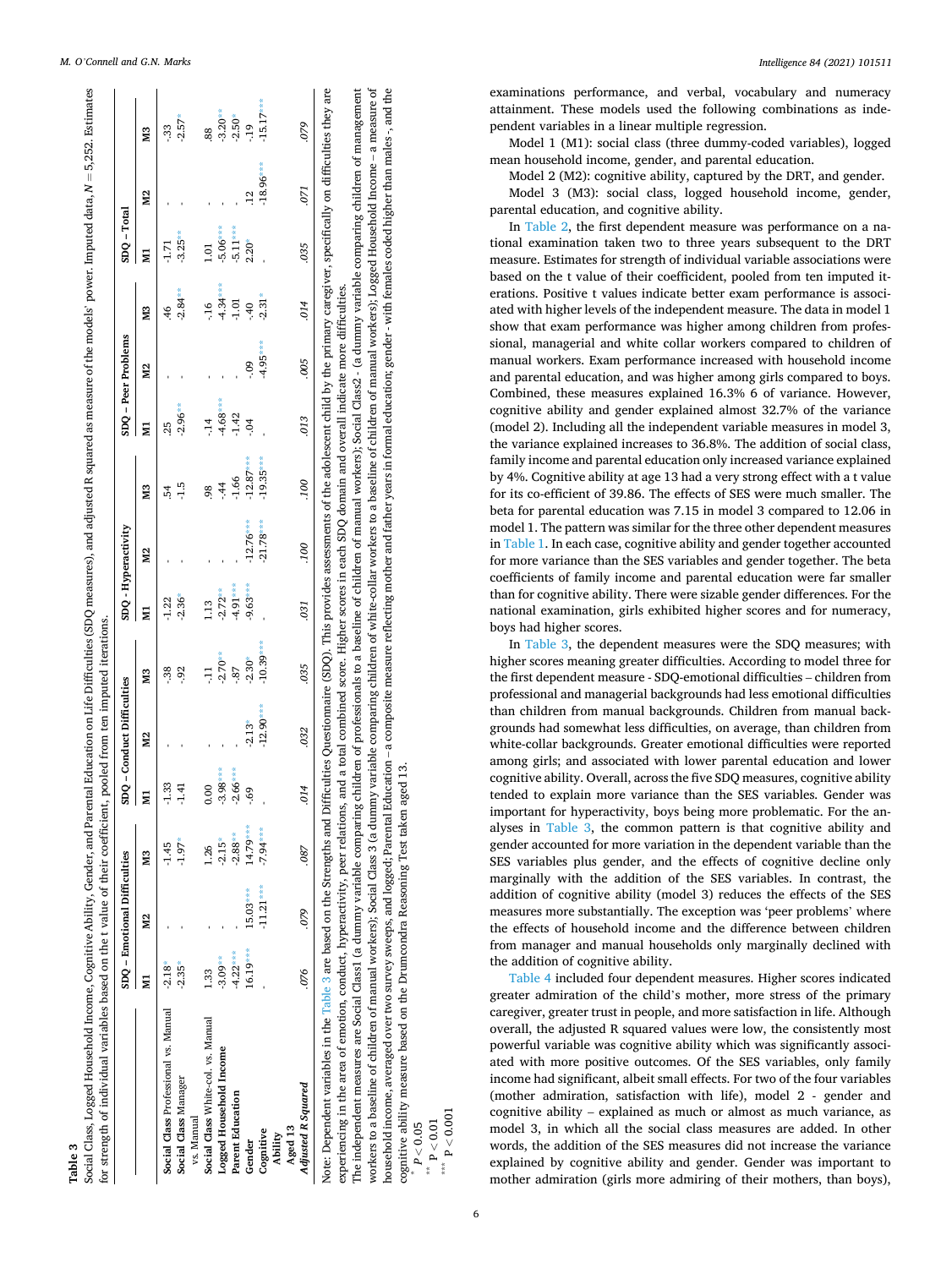**Table 3**

Social Class, Logged Household Income, Cognitive Ability, Gender, and Parental Education on Life Difficulties (SDQ measures), and adjusted R squared as measure of the models' power. Imputed data, $N = 5{,}252$. Estimates for strength of individual variables based on the t value of their coefficient, pooled from ten imputed iterations.

| | SDQ – Emotional Difficulties | | | SDQ – Conduct Difficulties | | | SDQ - Hyperactivity | | | SDQ – Peer Problems | | | SDQ – Total | | |
|---|---|---|---|---|---|---|---|---|---|---|---|---|---|---|---|
| | M1 | M2 | M3 | M1 | M2 | M3 | M1 | M2 | M3 | M1 | M2 | M3 | M1 | M2 | M3 |
| **Social Class** Professional vs. Manual | -2.18* | - | -1.45 | -1.33 | - | -.38 | -1.22 | - | .54 | .25 | - | .46 | -1.71 | - | -.33 |
| **Social Class** Manager vs. Manual | -2.35* | - | -1.97* | -1.41 | - | -.92 | -2.36* | - | -1.5 | -2.96** | - | -2.84** | -3.25** | - | -2.57* |
| **Social Class** White-col. vs. Manual | 1.33 | - | 1.26 | 0.00 | - | -.11 | 1.13 | - | .98 | -.14 | - | -.16 | 1.01 | - | .88 |
| **Logged Household Income** | -3.09** | - | -2.15* | -3.98*** | - | -2.70** | -2.72** | - | -.44 | -4.68*** | - | -4.34*** | -5.06*** | - | -3.20** |
| **Parent Education** | -4.22*** | - | -2.88** | -2.66*** | - | -.87 | -4.91*** | - | -1.66 | -1.42 | - | -1.01 | -5.11*** | - | -2.50* |
| **Gender** | 16.19*** | 15.03*** | 14.79*** | -.69 | -2.13* | -2.30* | -9.63*** | -12.76*** | -12.87*** | -.04 | -.09 | -.40 | 2.20* | .12 | -.19 |
| **Cognitive Ability Aged 13** | - | -11.21*** | -7.94*** | - | -12.90*** | -10.39*** | - | -21.78*** | -19.35*** | - | -4.95*** | -2.31* | - | -18.96*** | -15.17*** |
| ***Adjusted R Squared*** | .076 | .079 | .087 | .014 | .032 | .035 | .031 | .100 | .100 | .013 | .005 | .014 | .035 | .071 | .079 |

Note: Dependent variables in the Table 3 are based on the Strengths and Difficulties Questionnaire (SDQ). This provides assessments of the adolescent child by the primary caregiver, specifically on difficulties they are experiencing in the area of emotion, conduct, hyperactivity, peer relations, and a total combined score. Higher scores in each SDQ domain and overall indicate more difficulties.
The independent measures are Social Class1 (a dummy variable comparing children of professionals to a baseline of children of manual workers); Social Class2 - (a dummy variable comparing children of management workers to a baseline of children of manual workers); Social Class 3 (a dummy variable comparing children of white-collar workers to a baseline of children of manual workers); Logged Household Income – a measure of household income, averaged over two survey sweeps, and logged; Parental Education – a composite measure reflecting mother and father years in formal education; gender - with females coded higher than males -, and the cognitive ability measure based on the Drumcondra Reasoning Test taken aged 13.

\* $P < 0.05$
\*\* $P < 0.01$
\*\*\* $P < 0.001$

examinations performance, and verbal, vocabulary and numeracy attainment. These models used the following combinations as independent variables in a linear multiple regression.

Model 1 (M1): social class (three dummy-coded variables), logged mean household income, gender, and parental education.

Model 2 (M2): cognitive ability, captured by the DRT, and gender.

Model 3 (M3): social class, logged household income, gender, parental education, and cognitive ability.

In Table 2, the first dependent measure was performance on a national examination taken two to three years subsequent to the DRT measure. Estimates for strength of individual variable associations were based on the t value of their coefficient, pooled from ten imputed iterations. Positive t values indicate better exam performance is associated with higher levels of the independent measure. The data in model 1 show that exam performance was higher among children from professional, managerial and white collar workers compared to children of manual workers. Exam performance increased with household income and parental education, and was higher among girls compared to boys. Combined, these measures explained 16.3% 6 of variance. However, cognitive ability and gender explained almost 32.7% of the variance (model 2). Including all the independent variable measures in model 3, the variance explained increases to 36.8%. The addition of social class, family income and parental education only increased variance explained by 4%. Cognitive ability at age 13 had a very strong effect with a t value for its co-efficient of 39.86. The effects of SES were much smaller. The beta for parental education was 7.15 in model 3 compared to 12.06 in model 1. The pattern was similar for the three other dependent measures in Table 1. In each case, cognitive ability and gender together accounted for more variance than the SES variables and gender together. The beta coefficients of family income and parental education were far smaller than for cognitive ability. There were sizable gender differences. For the national examination, girls exhibited higher scores and for numeracy, boys had higher scores.

In Table 3, the dependent measures were the SDQ measures; with higher scores meaning greater difficulties. According to model three for the first dependent measure - SDQ-emotional difficulties – children from professional and managerial backgrounds had less emotional difficulties than children from manual backgrounds. Children from manual backgrounds had somewhat less difficulties, on average, than children from white-collar backgrounds. Greater emotional difficulties were reported among girls; and associated with lower parental education and lower cognitive ability. Overall, across the five SDQ measures, cognitive ability tended to explain more variance than the SES variables. Gender was important for hyperactivity, boys being more problematic. For the analyses in Table 3, the common pattern is that cognitive ability and gender accounted for more variation in the dependent variable than the SES variables plus gender, and the effects of cognitive decline only marginally with the addition of the SES variables. In contrast, the addition of cognitive ability (model 3) reduces the effects of the SES measures more substantially. The exception was 'peer problems' where the effects of household income and the difference between children from manager and manual households only marginally declined with the addition of cognitive ability.

Table 4 included four dependent measures. Higher scores indicated greater admiration of the child's mother, more stress of the primary caregiver, greater trust in people, and more satisfaction in life. Although overall, the adjusted R squared values were low, the consistently most powerful variable was cognitive ability which was significantly associated with more positive outcomes. Of the SES variables, only family income had significant, albeit small effects. For two of the four variables (mother admiration, satisfaction with life), model 2 - gender and cognitive ability – explained as much or almost as much variance, as model 3, in which all the social class measures are added. In other words, the addition of the SES measures did not increase the variance explained by cognitive ability and gender. Gender was important to mother admiration (girls more admiring of their mothers, than boys),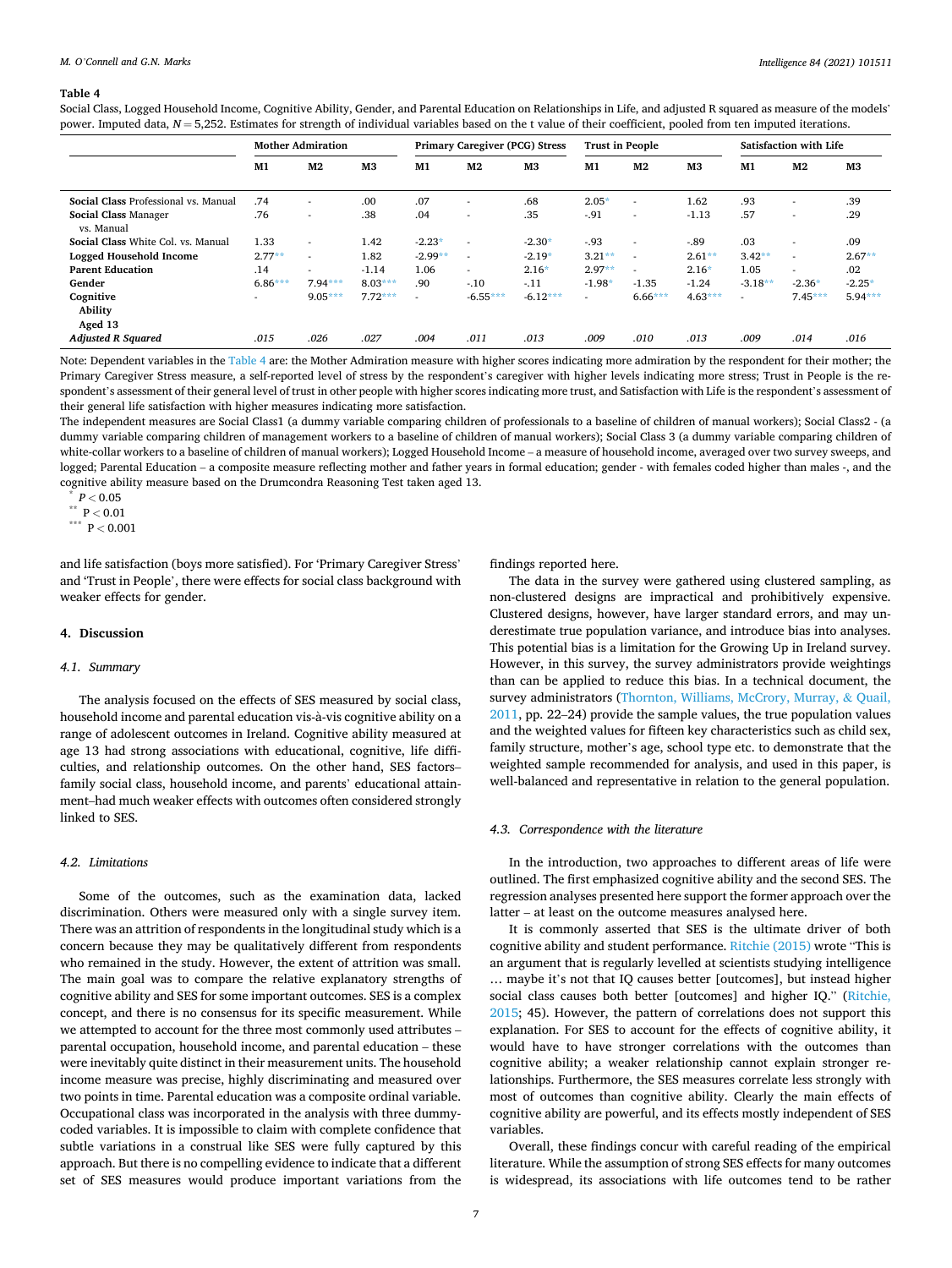**Table 4**

Social Class, Logged Household Income, Cognitive Ability, Gender, and Parental Education on Relationships in Life, and adjusted R squared as measure of the models' power. Imputed data, $N = 5{,}252$. Estimates for strength of individual variables based on the t value of their coefficient, pooled from ten imputed iterations.

| | Mother Admiration | | | Primary Caregiver (PCG) Stress | | | Trust in People | | | Satisfaction with Life | | |
|---|---|---|---|---|---|---|---|---|---|---|---|---|
| | M1 | M2 | M3 | M1 | M2 | M3 | M1 | M2 | M3 | M1 | M2 | M3 |
| **Social Class** Professional vs. Manual | .74 | - | .00 | .07 | - | .68 | 2.05* | - | 1.62 | .93 | - | .39 |
| **Social Class** Manager vs. Manual | .76 | - | .38 | .04 | - | .35 | -.91 | - | -1.13 | .57 | - | .29 |
| **Social Class** White Col. vs. Manual | 1.33 | - | 1.42 | -2.23* | - | -2.30* | -.93 | - | -.89 | .03 | - | .09 |
| **Logged Household Income** | 2.77** | - | 1.82 | -2.99** | - | -2.19* | 3.21** | - | 2.61** | 3.42** | - | 2.67** |
| **Parent Education** | .14 | - | -1.14 | 1.06 | - | 2.16* | 2.97** | - | 2.16* | 1.05 | - | .02 |
| **Gender** | 6.86*** | 7.94*** | 8.03*** | .90 | -.10 | -.11 | -1.98* | -1.35 | -1.24 | -3.18** | -2.36* | -2.25* |
| **Cognitive Ability Aged 13** | - | 9.05*** | 7.72*** | - | -6.55*** | -6.12*** | - | 6.66*** | 4.63*** | - | 7.45*** | 5.94*** |
| ***Adjusted R Squared*** | *.015* | *.026* | *.027* | *.004* | *.011* | *.013* | *.009* | *.010* | *.013* | *.009* | *.014* | *.016* |

Note: Dependent variables in the Table 4 are: the Mother Admiration measure with higher scores indicating more admiration by the respondent for their mother; the Primary Caregiver Stress measure, a self-reported level of stress by the respondent's caregiver with higher levels indicating more stress; Trust in People is the respondent's assessment of their general level of trust in other people with higher scores indicating more trust, and Satisfaction with Life is the respondent's assessment of their general life satisfaction with higher measures indicating more satisfaction.

The independent measures are Social Class1 (a dummy variable comparing children of professionals to a baseline of children of manual workers); Social Class2 - (a dummy variable comparing children of management workers to a baseline of children of manual workers); Social Class 3 (a dummy variable comparing children of white-collar workers to a baseline of children of manual workers); Logged Household Income – a measure of household income, averaged over two survey sweeps, and logged; Parental Education – a composite measure reflecting mother and father years in formal education; gender - with females coded higher than males -, and the cognitive ability measure based on the Drumcondra Reasoning Test taken aged 13.

\* $P < 0.05$

\*\* $P < 0.01$

\*\*\* $P < 0.001$

and life satisfaction (boys more satisfied). For 'Primary Caregiver Stress' and 'Trust in People', there were effects for social class background with weaker effects for gender.

## 4. Discussion

### 4.1. Summary

The analysis focused on the effects of SES measured by social class, household income and parental education vis-à-vis cognitive ability on a range of adolescent outcomes in Ireland. Cognitive ability measured at age 13 had strong associations with educational, cognitive, life difficulties, and relationship outcomes. On the other hand, SES factors–family social class, household income, and parents' educational attainment–had much weaker effects with outcomes often considered strongly linked to SES.

### 4.2. Limitations

Some of the outcomes, such as the examination data, lacked discrimination. Others were measured only with a single survey item. There was an attrition of respondents in the longitudinal study which is a concern because they may be qualitatively different from respondents who remained in the study. However, the extent of attrition was small. The main goal was to compare the relative explanatory strengths of cognitive ability and SES for some important outcomes. SES is a complex concept, and there is no consensus for its specific measurement. While we attempted to account for the three most commonly used attributes – parental occupation, household income, and parental education – these were inevitably quite distinct in their measurement units. The household income measure was precise, highly discriminating and measured over two points in time. Parental education was a composite ordinal variable. Occupational class was incorporated in the analysis with three dummy-coded variables. It is impossible to claim with complete confidence that subtle variations in a construal like SES were fully captured by this approach. But there is no compelling evidence to indicate that a different set of SES measures would produce important variations from the findings reported here.

The data in the survey were gathered using clustered sampling, as non-clustered designs are impractical and prohibitively expensive. Clustered designs, however, have larger standard errors, and may underestimate true population variance, and introduce bias into analyses. This potential bias is a limitation for the Growing Up in Ireland survey. However, in this survey, the survey administrators provide weightings than can be applied to reduce this bias. In a technical document, the survey administrators (Thornton, Williams, McCrory, Murray, & Quail, 2011, pp. 22–24) provide the sample values, the true population values and the weighted values for fifteen key characteristics such as child sex, family structure, mother's age, school type etc. to demonstrate that the weighted sample recommended for analysis, and used in this paper, is well-balanced and representative in relation to the general population.

### 4.3. Correspondence with the literature

In the introduction, two approaches to different areas of life were outlined. The first emphasized cognitive ability and the second SES. The regression analyses presented here support the former approach over the latter – at least on the outcome measures analysed here.

It is commonly asserted that SES is the ultimate driver of both cognitive ability and student performance. Ritchie (2015) wrote "This is an argument that is regularly levelled at scientists studying intelligence … maybe it's not that IQ causes better [outcomes], but instead higher social class causes both better [outcomes] and higher IQ." (Ritchie, 2015; 45). However, the pattern of correlations does not support this explanation. For SES to account for the effects of cognitive ability, it would have to have stronger correlations with the outcomes than cognitive ability; a weaker relationship cannot explain stronger relationships. Furthermore, the SES measures correlate less strongly with most of outcomes than cognitive ability. Clearly the main effects of cognitive ability are powerful, and its effects mostly independent of SES variables.

Overall, these findings concur with careful reading of the empirical literature. While the assumption of strong SES effects for many outcomes is widespread, its associations with life outcomes tend to be rather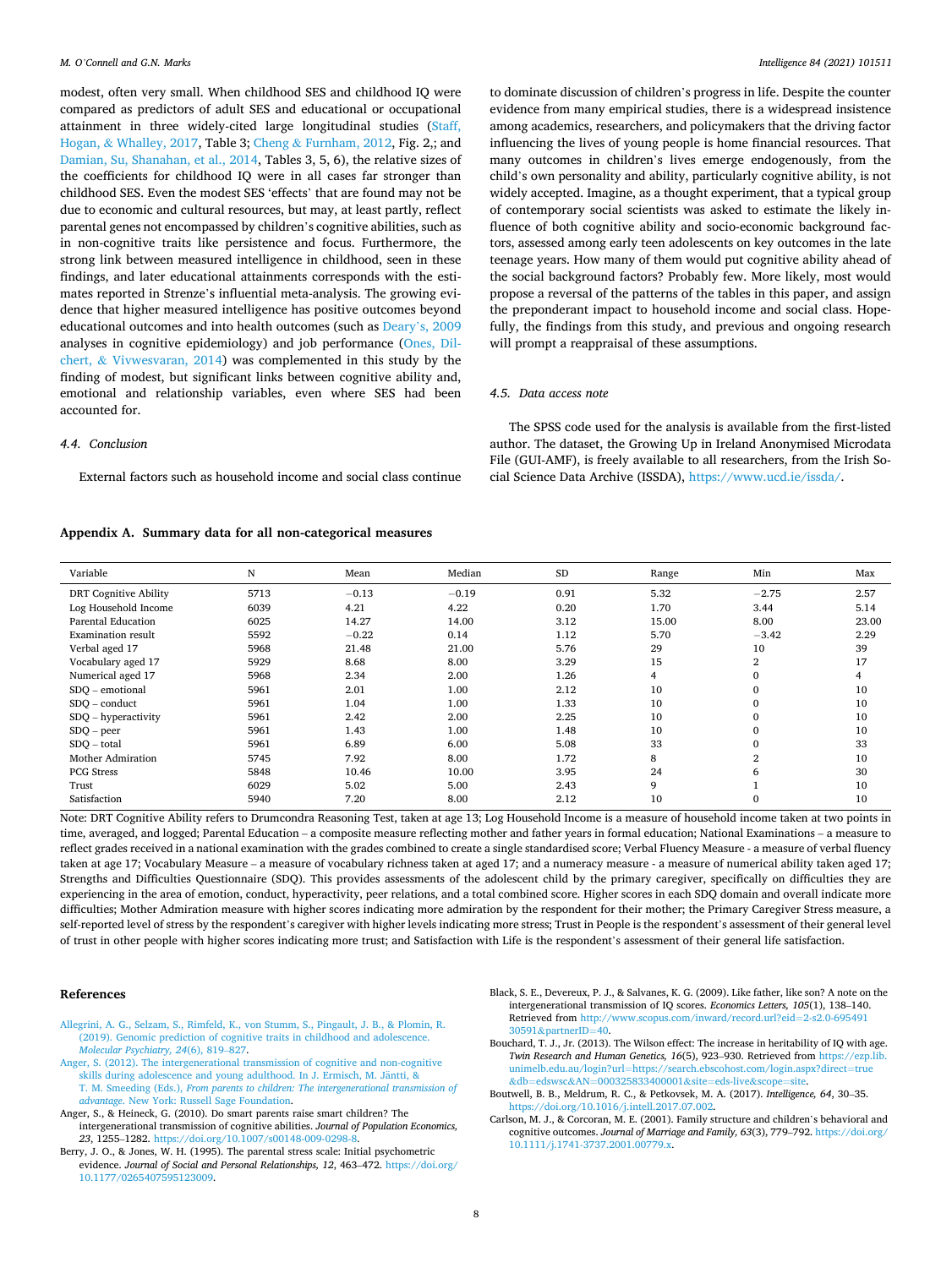modest, often very small. When childhood SES and childhood IQ were compared as predictors of adult SES and educational or occupational attainment in three widely-cited large longitudinal studies (Staff, Hogan, & Whalley, 2017, Table 3; Cheng & Furnham, 2012, Fig. 2,; and Damian, Su, Shanahan, et al., 2014, Tables 3, 5, 6), the relative sizes of the coefficients for childhood IQ were in all cases far stronger than childhood SES. Even the modest SES 'effects' that are found may not be due to economic and cultural resources, but may, at least partly, reflect parental genes not encompassed by children's cognitive abilities, such as in non-cognitive traits like persistence and focus. Furthermore, the strong link between measured intelligence in childhood, seen in these findings, and later educational attainments corresponds with the estimates reported in Strenze's influential meta-analysis. The growing evidence that higher measured intelligence has positive outcomes beyond educational outcomes and into health outcomes (such as Deary's, 2009 analyses in cognitive epidemiology) and job performance (Ones, Dilchert, & Vivwesvaran, 2014) was complemented in this study by the finding of modest, but significant links between cognitive ability and, emotional and relationship variables, even where SES had been accounted for.

### 4.4. Conclusion

External factors such as household income and social class continue to dominate discussion of children's progress in life. Despite the counter evidence from many empirical studies, there is a widespread insistence among academics, researchers, and policymakers that the driving factor influencing the lives of young people is home financial resources. That many outcomes in children's lives emerge endogenously, from the child's own personality and ability, particularly cognitive ability, is not widely accepted. Imagine, as a thought experiment, that a typical group of contemporary social scientists was asked to estimate the likely influence of both cognitive ability and socio-economic background factors, assessed among early teen adolescents on key outcomes in the late teenage years. How many of them would put cognitive ability ahead of the social background factors? Probably few. More likely, most would propose a reversal of the patterns of the tables in this paper, and assign the preponderant impact to household income and social class. Hopefully, the findings from this study, and previous and ongoing research will prompt a reappraisal of these assumptions.

### 4.5. Data access note

The SPSS code used for the analysis is available from the first-listed author. The dataset, the Growing Up in Ireland Anonymised Microdata File (GUI-AMF), is freely available to all researchers, from the Irish Social Science Data Archive (ISSDA), https://www.ucd.ie/issda/.

## Appendix A. Summary data for all non-categorical measures

| Variable | N | Mean | Median | SD | Range | Min | Max |
|---|---|---|---|---|---|---|---|
| DRT Cognitive Ability | 5713 | −0.13 | −0.19 | 0.91 | 5.32 | −2.75 | 2.57 |
| Log Household Income | 6039 | 4.21 | 4.22 | 0.20 | 1.70 | 3.44 | 5.14 |
| Parental Education | 6025 | 14.27 | 14.00 | 3.12 | 15.00 | 8.00 | 23.00 |
| Examination result | 5592 | −0.22 | 0.14 | 1.12 | 5.70 | −3.42 | 2.29 |
| Verbal aged 17 | 5968 | 21.48 | 21.00 | 5.76 | 29 | 10 | 39 |
| Vocabulary aged 17 | 5929 | 8.68 | 8.00 | 3.29 | 15 | 2 | 17 |
| Numerical aged 17 | 5968 | 2.34 | 2.00 | 1.26 | 4 | 0 | 4 |
| SDQ – emotional | 5961 | 2.01 | 1.00 | 2.12 | 10 | 0 | 10 |
| SDQ – conduct | 5961 | 1.04 | 1.00 | 1.33 | 10 | 0 | 10 |
| SDQ – hyperactivity | 5961 | 2.42 | 2.00 | 2.25 | 10 | 0 | 10 |
| SDQ – peer | 5961 | 1.43 | 1.00 | 1.48 | 10 | 0 | 10 |
| SDQ – total | 5961 | 6.89 | 6.00 | 5.08 | 33 | 0 | 33 |
| Mother Admiration | 5745 | 7.92 | 8.00 | 1.72 | 8 | 2 | 10 |
| PCG Stress | 5848 | 10.46 | 10.00 | 3.95 | 24 | 6 | 30 |
| Trust | 6029 | 5.02 | 5.00 | 2.43 | 9 | 1 | 10 |
| Satisfaction | 5940 | 7.20 | 8.00 | 2.12 | 10 | 0 | 10 |

Note: DRT Cognitive Ability refers to Drumcondra Reasoning Test, taken at age 13; Log Household Income is a measure of household income taken at two points in time, averaged, and logged; Parental Education – a composite measure reflecting mother and father years in formal education; National Examinations – a measure to reflect grades received in a national examination with the grades combined to create a single standardised score; Verbal Fluency Measure - a measure of verbal fluency taken at age 17; Vocabulary Measure – a measure of vocabulary richness taken at aged 17; and a numeracy measure - a measure of numerical ability taken aged 17; Strengths and Difficulties Questionnaire (SDQ). This provides assessments of the adolescent child by the primary caregiver, specifically on difficulties they are experiencing in the area of emotion, conduct, hyperactivity, peer relations, and a total combined score. Higher scores in each SDQ domain and overall indicate more difficulties; Mother Admiration measure with higher scores indicating more admiration by the respondent for their mother; the Primary Caregiver Stress measure, a self-reported level of stress by the respondent's caregiver with higher levels indicating more stress; Trust in People is the respondent's assessment of their general level of trust in other people with higher scores indicating more trust; and Satisfaction with Life is the respondent's assessment of their general life satisfaction.

## References

Allegrini, A. G., Selzam, S., Rimfeld, K., von Stumm, S., Pingault, J. B., & Plomin, R. (2019). Genomic prediction of cognitive traits in childhood and adolescence. *Molecular Psychiatry, 24*(6), 819–827.

Anger, S. (2012). The intergenerational transmission of cognitive and non-cognitive skills during adolescence and young adulthood. In J. Ermisch, M. Jäntti, & T. M. Smeeding (Eds.), *From parents to children: The intergenerational transmission of advantage*. New York: Russell Sage Foundation.

Anger, S., & Heineck, G. (2010). Do smart parents raise smart children? The intergenerational transmission of cognitive abilities. *Journal of Population Economics, 23*, 1255–1282. https://doi.org/10.1007/s00148-009-0298-8.

Berry, J. O., & Jones, W. H. (1995). The parental stress scale: Initial psychometric evidence. *Journal of Social and Personal Relationships, 12*, 463–472. https://doi.org/10.1177/0265407595123009.

Black, S. E., Devereux, P. J., & Salvanes, K. G. (2009). Like father, like son? A note on the intergenerational transmission of IQ scores. *Economics Letters, 105*(1), 138–140. Retrieved from http://www.scopus.com/inward/record.url?eid=2-s2.0-695491 30591&partnerID=40.

Bouchard, T. J., Jr. (2013). The Wilson effect: The increase in heritability of IQ with age. *Twin Research and Human Genetics, 16*(5), 923–930. Retrieved from https://ezp.lib.unimelb.edu.au/login?url=https://search.ebscohost.com/login.aspx?direct=true &db=edswsc&AN=000325833400001&site=eds-live&scope=site.

Boutwell, B. B., Meldrum, R. C., & Petkovsek, M. A. (2017). *Intelligence, 64*, 30–35. https://doi.org/10.1016/j.intell.2017.07.002.

Carlson, M. J., & Corcoran, M. E. (2001). Family structure and children's behavioral and cognitive outcomes. *Journal of Marriage and Family, 63*(3), 779–792. https://doi.org/10.1111/j.1741-3737.2001.00779.x.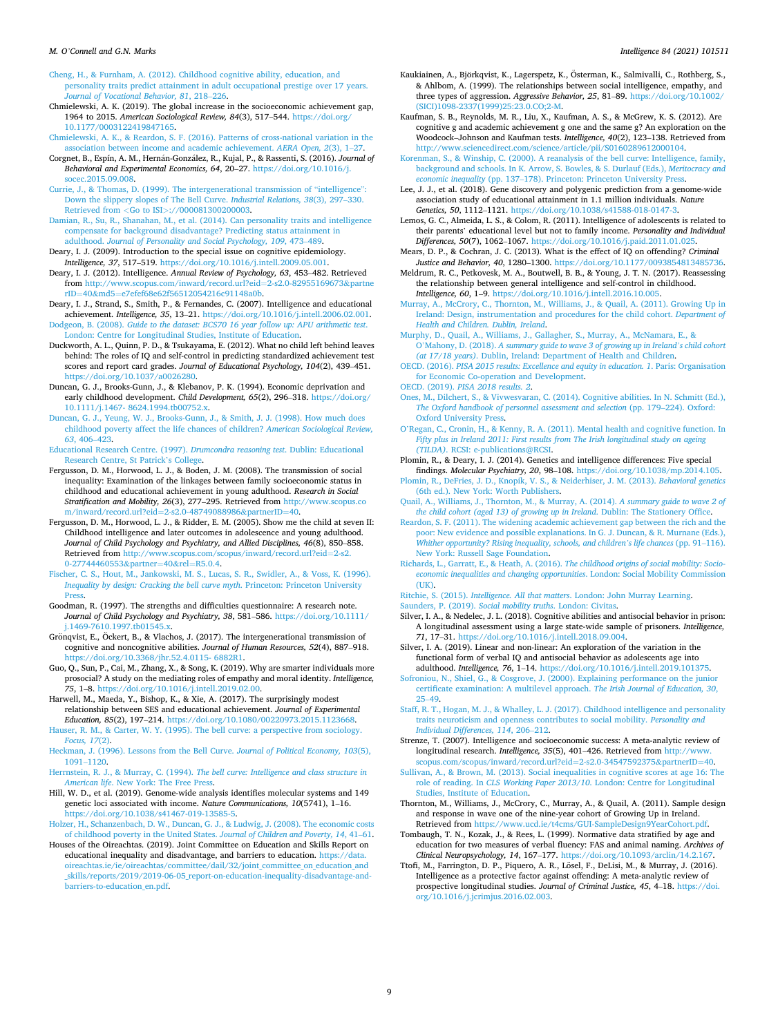Cheng, H., & Furnham, A. (2012). Childhood cognitive ability, education, and personality traits predict attainment in adult occupational prestige over 17 years. *Journal of Vocational Behavior, 81*, 218–226.

Chmielewski, A. K. (2019). The global increase in the socioeconomic achievement gap, 1964 to 2015. *American Sociological Review, 84*(3), 517–544. https://doi.org/10.1177/0003122419847165.

Chmielewski, A. K., & Reardon, S. F. (2016). Patterns of cross-national variation in the association between income and academic achievement. *AERA Open, 2*(3), 1–27.

Corgnet, B., Espín, A. M., Hernán-González, R., Kujal, P., & Rassenti, S. (2016). *Journal of Behavioral and Experimental Economics, 64*, 20–27. https://doi.org/10.1016/j.socec.2015.09.008.

Currie, J., & Thomas, D. (1999). The intergenerational transmission of "intelligence": Down the slippery slopes of The Bell Curve. *Industrial Relations, 38*(3), 297–330. Retrieved from <Go to ISI>://000081300200003.

Damian, R., Su, R., Shanahan, M., et al. (2014). Can personality traits and intelligence compensate for background disadvantage? Predicting status attainment in adulthood. *Journal of Personality and Social Psychology, 109*, 473–489.

Deary, I. J. (2009). Introduction to the special issue on cognitive epidemiology. *Intelligence, 37*, 517–519. https://doi.org/10.1016/j.intell.2009.05.001.

Deary, I. J. (2012). Intelligence. *Annual Review of Psychology, 63*, 453–482. Retrieved from http://www.scopus.com/inward/record.url?eid=2-s2.0-82955169673&partnerID=40&md5=e7efef68e62f56512054216c91148a0b.

Deary, I. J., Strand, S., Smith, P., & Fernandes, C. (2007). Intelligence and educational achievement. *Intelligence, 35*, 13–21. https://doi.org/10.1016/j.intell.2006.02.001.

Dodgeon, B. (2008). *Guide to the dataset: BCS70 16 year follow up: APU arithmetic test*. London: Centre for Longitudinal Studies, Institute of Education.

Duckworth, A. L., Quinn, P. D., & Tsukayama, E. (2012). What no child left behind leaves behind: The roles of IQ and self-control in predicting standardized achievement test scores and report card grades. *Journal of Educational Psychology, 104*(2), 439–451. https://doi.org/10.1037/a0026280.

Duncan, G. J., Brooks-Gunn, J., & Klebanov, P. K. (1994). Economic deprivation and early childhood development. *Child Development, 65*(2), 296–318. https://doi.org/10.1111/j.1467- 8624.1994.tb00752.x.

Duncan, G. J., Yeung, W. J., Brooks-Gunn, J., & Smith, J. J. (1998). How much does childhood poverty affect the life chances of children? *American Sociological Review, 63*, 406–423.

Educational Research Centre. (1997). *Drumcondra reasoning test*. Dublin: Educational Research Centre, St Patrick's College.

Fergusson, D. M., Horwood, L. J., & Boden, J. M. (2008). The transmission of social inequality: Examination of the linkages between family socioeconomic status in childhood and educational achievement in young adulthood. *Research in Social Stratification and Mobility, 26*(3), 277–295. Retrieved from http://www.scopus.com/inward/record.url?eid=2-s2.0-48749088986&partnerID=40.

Fergusson, D. M., Horwood, L. J., & Ridder, E. M. (2005). Show me the child at seven II: Childhood intelligence and later outcomes in adolescence and young adulthood. *Journal of Child Psychology and Psychiatry, and Allied Disciplines, 46*(8), 850–858. Retrieved from http://www.scopus.com/scopus/inward/record.url?eid=2-s2.0-27744460553&partner=40&rel=R5.0.4.

Fischer, C. S., Hout, M., Jankowski, M. S., Lucas, S. R., Swidler, A., & Voss, K. (1996). *Inequality by design: Cracking the bell curve myth*. Princeton: Princeton University Press.

Goodman, R. (1997). The strengths and difficulties questionnaire: A research note. *Journal of Child Psychology and Psychiatry, 38*, 581–586. https://doi.org/10.1111/j.1469-7610.1997.tb01545.x.

Grönqvist, E., Öckert, B., & Vlachos, J. (2017). The intergenerational transmission of cognitive and noncognitive abilities. *Journal of Human Resources, 52*(4), 887–918. https://doi.org/10.3368/jhr.52.4.0115- 6882R1.

Guo, Q., Sun, P., Cai, M., Zhang, X., & Song, K. (2019). Why are smarter individuals more prosocial? A study on the mediating roles of empathy and moral identity. *Intelligence, 75*, 1–8. https://doi.org/10.1016/j.intell.2019.02.00.

Harwell, M., Maeda, Y., Bishop, K., & Xie, A. (2017). The surprisingly modest relationship between SES and educational achievement. *Journal of Experimental Education, 85*(2), 197–214. https://doi.org/10.1080/00220973.2015.1123668.

Hauser, R. M., & Carter, W. Y. (1995). The bell curve: a perspective from sociology. *Focus, 17*(2).

Heckman, J. (1996). Lessons from the Bell Curve. *Journal of Political Economy, 103*(5), 1091–1120.

Herrnstein, R. J., & Murray, C. (1994). *The bell curve: Intelligence and class structure in American life*. New York: The Free Press.

Hill, W. D., et al. (2019). Genome-wide analysis identifies molecular systems and 149 genetic loci associated with income. *Nature Communications, 10*(5741), 1–16. https://doi.org/10.1038/s41467-019-13585-5.

Holzer, H., Schanzenbach, D. W., Duncan, G. J., & Ludwig, J. (2008). The economic costs of childhood poverty in the United States. *Journal of Children and Poverty, 14*, 41–61.

Houses of the Oireachtas. (2019). Joint Committee on Education and Skills Report on educational inequality and disadvantage, and barriers to education. https://data.oireachtas.ie/ie/oireachtas/committee/dail/32/joint_committee_on_education_and_skills/reports/2019/2019-06-05_report-on-education-inequality-disadvantage-and-barriers-to-education_en.pdf.

Kaukiainen, A., Björkqvist, K., Lagerspetz, K., Österman, K., Salmivalli, C., Rothberg, S., & Ahlbom, A. (1999). The relationships between social intelligence, empathy, and three types of aggression. *Aggressive Behavior, 25*, 81–89. https://doi.org/10.1002/(SICI)1098-2337(1999)25:23.0.CO;2-M.

Kaufman, S. B., Reynolds, M. R., Liu, X., Kaufman, A. S., & McGrew, K. S. (2012). Are cognitive g and academic achievement g one and the same g? An exploration on the Woodcock–Johnson and Kaufman tests. *Intelligence, 40*(2), 123–138. Retrieved from http://www.sciencedirect.com/science/article/pii/S0160289612000104.

Korenman, S., & Winship, C. (2000). A reanalysis of the bell curve: Intelligence, family, background and schools. In K. Arrow, S. Bowles, & S. Durlauf (Eds.), *Meritocracy and economic inequality* (pp. 137–178). Princeton: Princeton University Press.

Lee, J. J., et al. (2018). Gene discovery and polygenic prediction from a genome-wide association study of educational attainment in 1.1 million individuals. *Nature Genetics, 50*, 1112–1121. https://doi.org/10.1038/s41588-018-0147-3.

Lemos, G. C., Almeida, L. S., & Colom, R. (2011). Intelligence of adolescents is related to their parents' educational level but not to family income. *Personality and Individual Differences, 50*(7), 1062–1067. https://doi.org/10.1016/j.paid.2011.01.025.

Mears, D. P., & Cochran, J. C. (2013). What is the effect of IQ on offending? *Criminal Justice and Behavior, 40*, 1280–1300. https://doi.org/10.1177/0093854813485736.

Meldrum, R. C., Petkovesk, M. A., Boutwell, B. B., & Young, J. T. N. (2017). Reassessing the relationship between general intelligence and self-control in childhood. *Intelligence, 60*, 1–9. https://doi.org/10.1016/j.intell.2016.10.005.

Murray, A., McCrory, C., Thornton, M., Williams, J., & Quail, A. (2011). Growing Up in Ireland: Design, instrumentation and procedures for the child cohort. *Department of Health and Children. Dublin, Ireland*.

Murphy, D., Quail, A., Williams, J., Gallagher, S., Murray, A., McNamara, E., & O'Mahony, D. (2018). *A summary guide to wave 3 of growing up in Ireland's child cohort (at 17/18 years)*. Dublin, Ireland: Department of Health and Children.

OECD. (2016). *PISA 2015 results: Excellence and equity in education. 1*. Paris: Organisation for Economic Co-operation and Development.

OECD. (2019). *PISA 2018 results. 2*.

Ones, M., Dilchert, S., & Vivwesvaran, C. (2014). Cognitive abilities. In N. Schmitt (Ed.), *The Oxford handbook of personnel assessment and selection* (pp. 179–224). Oxford: Oxford University Press.

O'Regan, C., Cronin, H., & Kenny, R. A. (2011). Mental health and cognitive function. In *Fifty plus in Ireland 2011: First results from The Irish longitudinal study on ageing (TILDA)*. RCSI: e-publications@RCSI.

Plomin, R., & Deary, I. J. (2014). Genetics and intelligence differences: Five special findings. *Molecular Psychiatry, 20*, 98–108. https://doi.org/10.1038/mp.2014.105.

Plomin, R., DeFries, J. D., Knopik, V. S., & Neiderhiser, J. M. (2013). *Behavioral genetics* (6th ed.). New York: Worth Publishers.

Quail, A., Williams, J., Thornton, M., & Murray, A. (2014). *A summary guide to wave 2 of the child cohort (aged 13) of growing up in Ireland*. Dublin: The Stationery Office.

Reardon, S. F. (2011). The widening academic achievement gap between the rich and the poor: New evidence and possible explanations. In G. J. Duncan, & R. Murnane (Eds.), *Whither opportunity? Rising inequality, schools, and children's life chances* (pp. 91–116). New York: Russell Sage Foundation.

Richards, L., Garratt, E., & Heath, A. (2016). *The childhood origins of social mobility: Socio-economic inequalities and changing opportunities*. London: Social Mobility Commission (UK).

Ritchie, S. (2015). *Intelligence. All that matters*. London: John Murray Learning.

Saunders, P. (2019). *Social mobility truths*. London: Civitas.

Silver, I. A., & Nedelec, J. L. (2018). Cognitive abilities and antisocial behavior in prison: A longitudinal assessment using a large state-wide sample of prisoners. *Intelligence, 71*, 17–31. https://doi.org/10.1016/j.intell.2018.09.004.

Silver, I. A. (2019). Linear and non-linear: An exploration of the variation in the functional form of verbal IQ and antisocial behavior as adolescents age into adulthood. *Intelligence, 76*, 1–14. https://doi.org/10.1016/j.intell.2019.101375.

Sofroniou, N., Shiel, G., & Cosgrove, J. (2000). Explaining performance on the junior certificate examination: A multilevel approach. *The Irish Journal of Education, 30*, 25–49.

Staff, R. T., Hogan, M. J., & Whalley, L. J. (2017). Childhood intelligence and personality traits neuroticism and openness contributes to social mobility. *Personality and Individual Differences, 114*, 206–212.

Strenze, T. (2007). Intelligence and socioeconomic success: A meta-analytic review of longitudinal research. *Intelligence, 35*(5), 401–426. Retrieved from http://www.scopus.com/scopus/inward/record.url?eid=2-s2.0-34547592375&partnerID=40.

Sullivan, A., & Brown, M. (2013). Social inequalities in cognitive scores at age 16: The role of reading. In *CLS Working Paper 2013/10*. London: Centre for Longitudinal Studies, Institute of Education.

Thornton, M., Williams, J., McCrory, C., Murray, A., & Quail, A. (2011). Sample design and response in wave one of the nine-year cohort of Growing Up in Ireland. Retrieved from https://www.ucd.ie/t4cms/GUI-SampleDesign9YearCohort.pdf.

Tombaugh, T. N., Kozak, J., & Rees, L. (1999). Normative data stratified by age and education for two measures of verbal fluency: FAS and animal naming. *Archives of Clinical Neuropsychology, 14*, 167–177. https://doi.org/10.1093/arclin/14.2.167.

Ttofi, M., Farrington, D. P., Piquero, A. R., Lösel, F., DeLisi, M., & Murray, J. (2016). Intelligence as a protective factor against offending: A meta-analytic review of prospective longitudinal studies. *Journal of Criminal Justice, 45*, 4–18. https://doi.org/10.1016/j.jcrimjus.2016.02.003.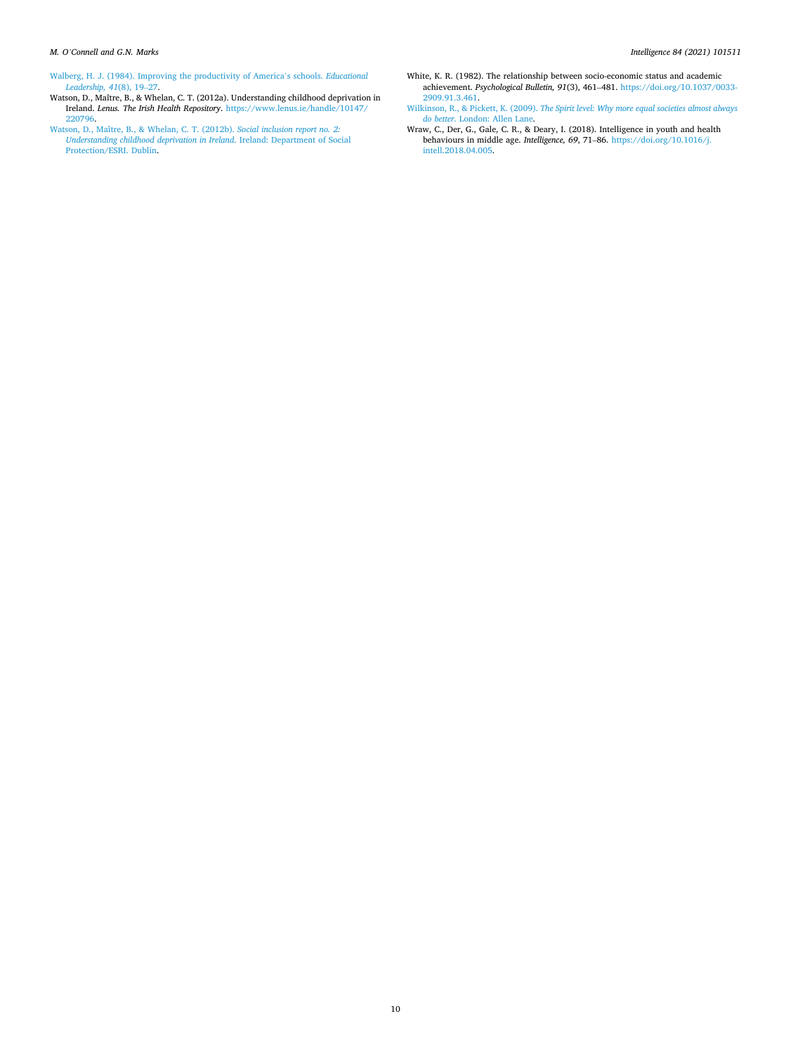Walberg, H. J. (1984). Improving the productivity of America's schools. *Educational Leadership, 41*(8), 19–27.

Watson, D., Maître, B., & Whelan, C. T. (2012a). Understanding childhood deprivation in Ireland. *Lenus. The Irish Health Repository*. https://www.lenus.ie/handle/10147/220796.

Watson, D., Maître, B., & Whelan, C. T. (2012b). *Social inclusion report no. 2: Understanding childhood deprivation in Ireland*. Ireland: Department of Social Protection/ESRI. Dublin.

White, K. R. (1982). The relationship between socio-economic status and academic achievement. *Psychological Bulletin, 91*(3), 461–481. https://doi.org/10.1037/0033-2909.91.3.461.

Wilkinson, R., & Pickett, K. (2009). *The Spirit level: Why more equal societies almost always do better*. London: Allen Lane.

Wraw, C., Der, G., Gale, C. R., & Deary, I. (2018). Intelligence in youth and health behaviours in middle age. *Intelligence, 69*, 71–86. https://doi.org/10.1016/j.intell.2018.04.005.